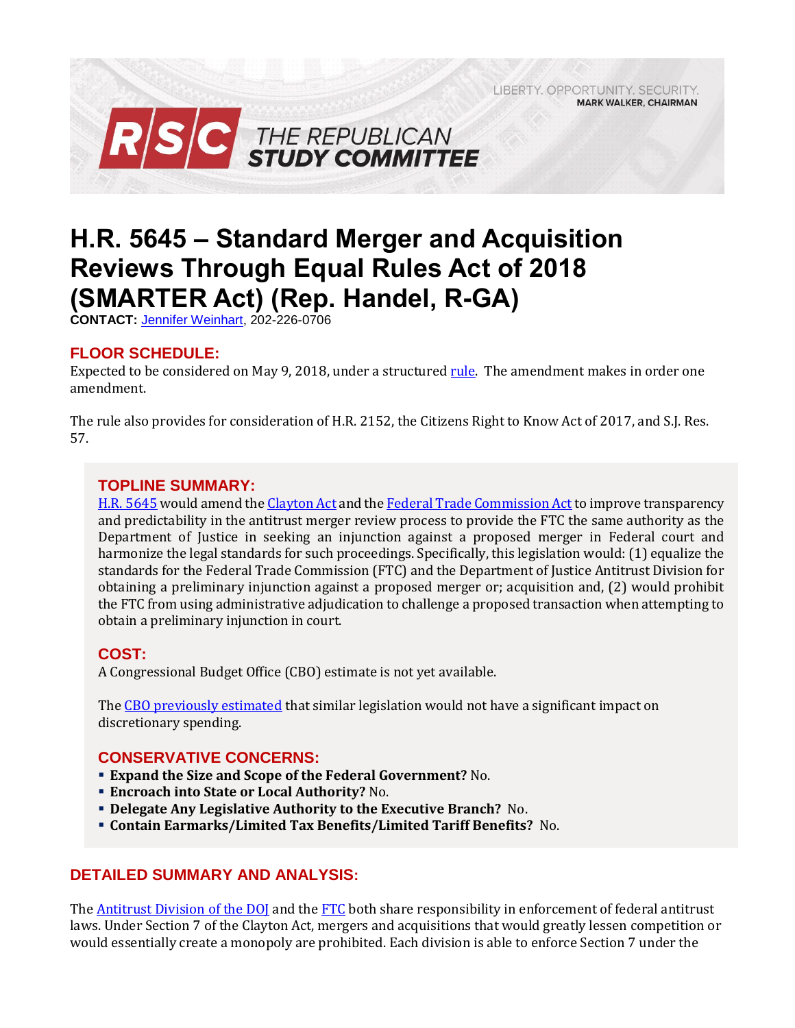LIBERTY. OPPORTUNITY. SECURITY.
**MARK WALKER, CHAIRMAN**

**RSC THE REPUBLICAN STUDY COMMITTEE**

# H.R. 5645 – Standard Merger and Acquisition Reviews Through Equal Rules Act of 2018 (SMARTER Act) (Rep. Handel, R-GA)

**CONTACT:** Jennifer Weinhart, 202-226-0706

## FLOOR SCHEDULE:

Expected to be considered on May 9, 2018, under a structured rule. The amendment makes in order one amendment.

The rule also provides for consideration of H.R. 2152, the Citizens Right to Know Act of 2017, and S.J. Res. 57.

## TOPLINE SUMMARY:

H.R. 5645 would amend the Clayton Act and the Federal Trade Commission Act to improve transparency and predictability in the antitrust merger review process to provide the FTC the same authority as the Department of Justice in seeking an injunction against a proposed merger in Federal court and harmonize the legal standards for such proceedings. Specifically, this legislation would: (1) equalize the standards for the Federal Trade Commission (FTC) and the Department of Justice Antitrust Division for obtaining a preliminary injunction against a proposed merger or; acquisition and, (2) would prohibit the FTC from using administrative adjudication to challenge a proposed transaction when attempting to obtain a preliminary injunction in court.

## COST:

A Congressional Budget Office (CBO) estimate is not yet available.

The CBO previously estimated that similar legislation would not have a significant impact on discretionary spending.

## CONSERVATIVE CONCERNS:

- **Expand the Size and Scope of the Federal Government?** No.
- **Encroach into State or Local Authority?** No.
- **Delegate Any Legislative Authority to the Executive Branch?** No.
- **Contain Earmarks/Limited Tax Benefits/Limited Tariff Benefits?** No.

## DETAILED SUMMARY AND ANALYSIS:

The Antitrust Division of the DOJ and the FTC both share responsibility in enforcement of federal antitrust laws. Under Section 7 of the Clayton Act, mergers and acquisitions that would greatly lessen competition or would essentially create a monopoly are prohibited. Each division is able to enforce Section 7 under the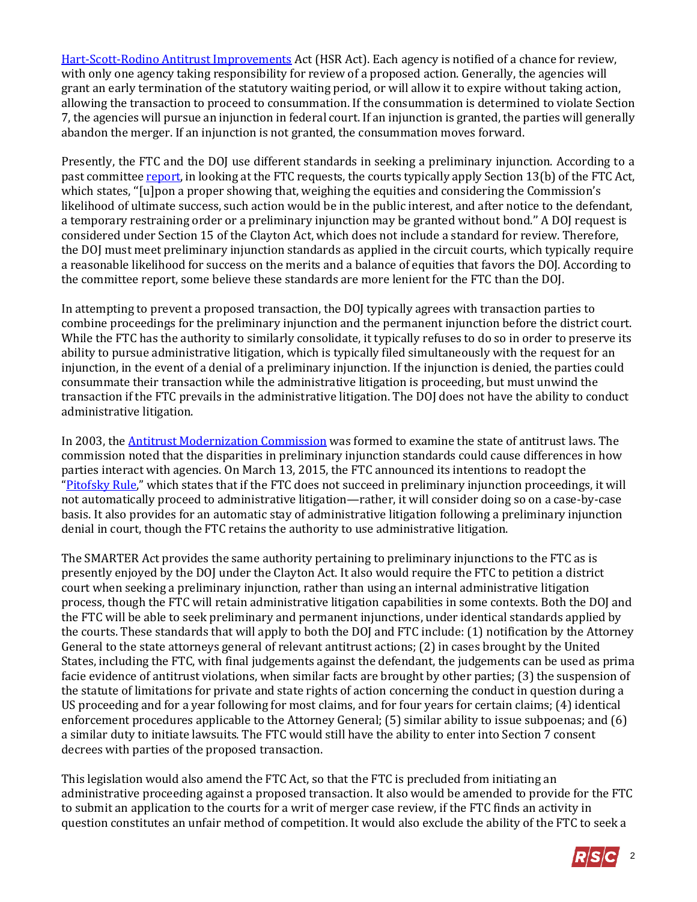Hart-Scott-Rodino Antitrust Improvements Act (HSR Act). Each agency is notified of a chance for review, with only one agency taking responsibility for review of a proposed action. Generally, the agencies will grant an early termination of the statutory waiting period, or will allow it to expire without taking action, allowing the transaction to proceed to consummation. If the consummation is determined to violate Section 7, the agencies will pursue an injunction in federal court. If an injunction is granted, the parties will generally abandon the merger. If an injunction is not granted, the consummation moves forward.

Presently, the FTC and the DOJ use different standards in seeking a preliminary injunction. According to a past committee report, in looking at the FTC requests, the courts typically apply Section 13(b) of the FTC Act, which states, "[u]pon a proper showing that, weighing the equities and considering the Commission's likelihood of ultimate success, such action would be in the public interest, and after notice to the defendant, a temporary restraining order or a preliminary injunction may be granted without bond." A DOJ request is considered under Section 15 of the Clayton Act, which does not include a standard for review. Therefore, the DOJ must meet preliminary injunction standards as applied in the circuit courts, which typically require a reasonable likelihood for success on the merits and a balance of equities that favors the DOJ. According to the committee report, some believe these standards are more lenient for the FTC than the DOJ.

In attempting to prevent a proposed transaction, the DOJ typically agrees with transaction parties to combine proceedings for the preliminary injunction and the permanent injunction before the district court. While the FTC has the authority to similarly consolidate, it typically refuses to do so in order to preserve its ability to pursue administrative litigation, which is typically filed simultaneously with the request for an injunction, in the event of a denial of a preliminary injunction. If the injunction is denied, the parties could consummate their transaction while the administrative litigation is proceeding, but must unwind the transaction if the FTC prevails in the administrative litigation. The DOJ does not have the ability to conduct administrative litigation.

In 2003, the Antitrust Modernization Commission was formed to examine the state of antitrust laws. The commission noted that the disparities in preliminary injunction standards could cause differences in how parties interact with agencies. On March 13, 2015, the FTC announced its intentions to readopt the "Pitofsky Rule," which states that if the FTC does not succeed in preliminary injunction proceedings, it will not automatically proceed to administrative litigation—rather, it will consider doing so on a case-by-case basis. It also provides for an automatic stay of administrative litigation following a preliminary injunction denial in court, though the FTC retains the authority to use administrative litigation.

The SMARTER Act provides the same authority pertaining to preliminary injunctions to the FTC as is presently enjoyed by the DOJ under the Clayton Act. It also would require the FTC to petition a district court when seeking a preliminary injunction, rather than using an internal administrative litigation process, though the FTC will retain administrative litigation capabilities in some contexts. Both the DOJ and the FTC will be able to seek preliminary and permanent injunctions, under identical standards applied by the courts. These standards that will apply to both the DOJ and FTC include: (1) notification by the Attorney General to the state attorneys general of relevant antitrust actions; (2) in cases brought by the United States, including the FTC, with final judgements against the defendant, the judgements can be used as prima facie evidence of antitrust violations, when similar facts are brought by other parties; (3) the suspension of the statute of limitations for private and state rights of action concerning the conduct in question during a US proceeding and for a year following for most claims, and for four years for certain claims; (4) identical enforcement procedures applicable to the Attorney General; (5) similar ability to issue subpoenas; and (6) a similar duty to initiate lawsuits. The FTC would still have the ability to enter into Section 7 consent decrees with parties of the proposed transaction.

This legislation would also amend the FTC Act, so that the FTC is precluded from initiating an administrative proceeding against a proposed transaction. It also would be amended to provide for the FTC to submit an application to the courts for a writ of merger case review, if the FTC finds an activity in question constitutes an unfair method of competition. It would also exclude the ability of the FTC to seek a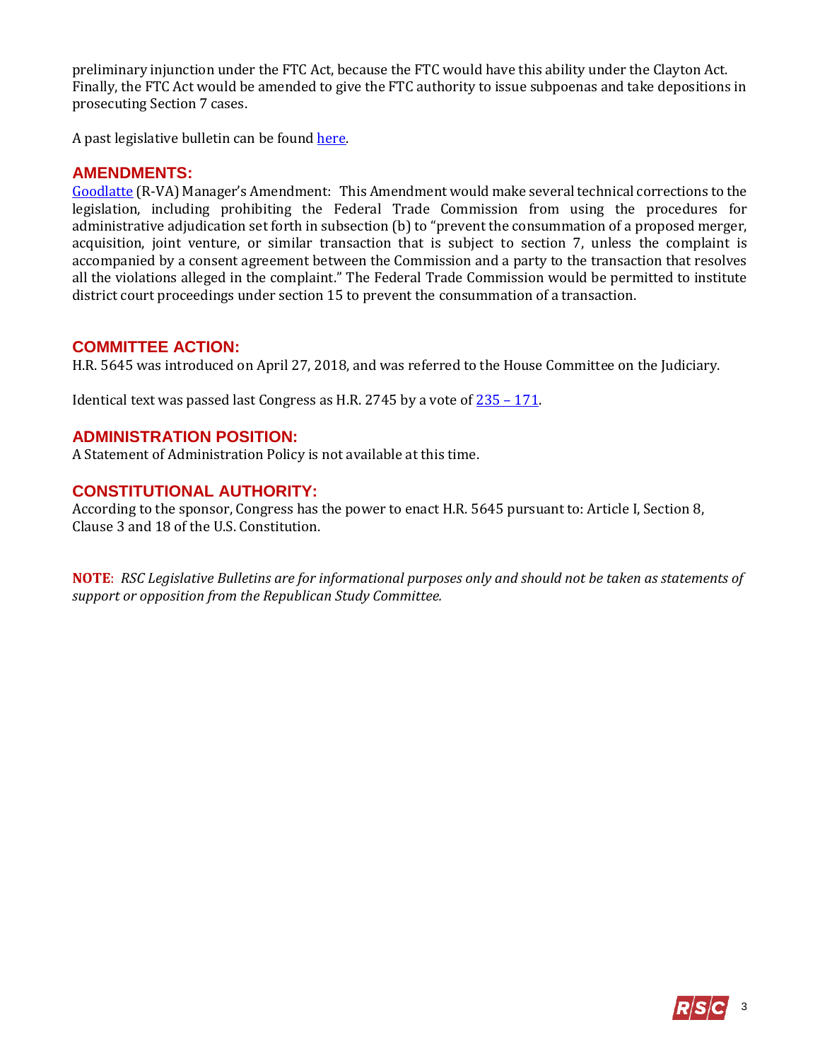preliminary injunction under the FTC Act, because the FTC would have this ability under the Clayton Act. Finally, the FTC Act would be amended to give the FTC authority to issue subpoenas and take depositions in prosecuting Section 7 cases.

A past legislative bulletin can be found here.

## AMENDMENTS:

Goodlatte (R-VA) Manager's Amendment: This Amendment would make several technical corrections to the legislation, including prohibiting the Federal Trade Commission from using the procedures for administrative adjudication set forth in subsection (b) to "prevent the consummation of a proposed merger, acquisition, joint venture, or similar transaction that is subject to section 7, unless the complaint is accompanied by a consent agreement between the Commission and a party to the transaction that resolves all the violations alleged in the complaint." The Federal Trade Commission would be permitted to institute district court proceedings under section 15 to prevent the consummation of a transaction.

## COMMITTEE ACTION:

H.R. 5645 was introduced on April 27, 2018, and was referred to the House Committee on the Judiciary.

Identical text was passed last Congress as H.R. 2745 by a vote of 235 – 171.

## ADMINISTRATION POSITION:

A Statement of Administration Policy is not available at this time.

## CONSTITUTIONAL AUTHORITY:

According to the sponsor, Congress has the power to enact H.R. 5645 pursuant to: Article I, Section 8, Clause 3 and 18 of the U.S. Constitution.

**NOTE**: *RSC Legislative Bulletins are for informational purposes only and should not be taken as statements of support or opposition from the Republican Study Committee.*